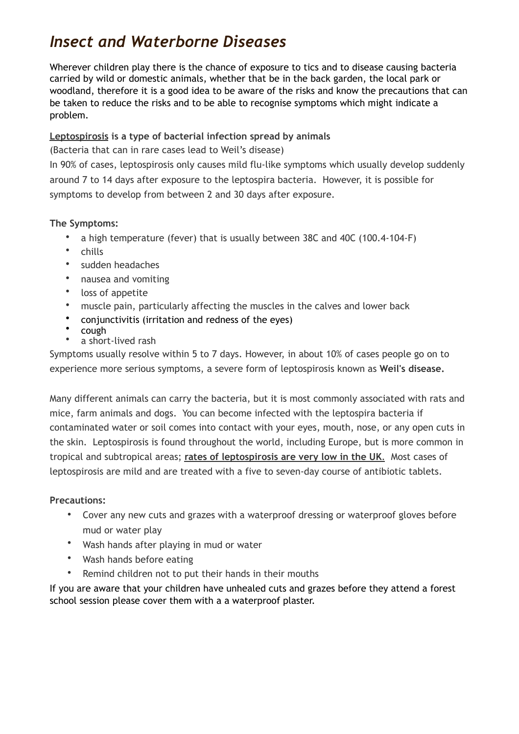# *Insect and Waterborne Diseases*

Wherever children play there is the chance of exposure to tics and to disease causing bacteria carried by wild or domestic animals, whether that be in the back garden, the local park or woodland, therefore it is a good idea to be aware of the risks and know the precautions that can be taken to reduce the risks and to be able to recognise symptoms which might indicate a problem.

**Leptospirosis is a type of bacterial infection spread by animals**

(Bacteria that can in rare cases lead to Weil's disease)

In 90% of cases, leptospirosis only causes mild flu-like symptoms which usually develop suddenly around 7 to 14 days after exposure to the leptospira bacteria. However, it is possible for symptoms to develop from between 2 and 30 days after exposure.

**The Symptoms:**

- a high temperature (fever) that is usually between 38C and 40C (100.4-104-F)
- chills
- sudden headaches
- nausea and vomiting
- loss of appetite
- muscle pain, particularly affecting the muscles in the calves and lower back
- conjunctivitis (irritation and redness of the eyes)
- cough
- a short-lived rash

Symptoms usually resolve within 5 to 7 days. However, in about 10% of cases people go on to experience more serious symptoms, a severe form of leptospirosis known as **Weil's disease.**

Many different animals can carry the bacteria, but it is most commonly associated with rats and mice, farm animals and dogs. You can become infected with the leptospira bacteria if contaminated water or soil comes into contact with your eyes, mouth, nose, or any open cuts in the skin. Leptospirosis is found throughout the world, including Europe, but is more common in tropical and subtropical areas; **rates of leptospirosis are very low in the UK.** Most cases of leptospirosis are mild and are treated with a five to seven-day course of antibiotic tablets.

**Precautions:**

- Cover any new cuts and grazes with a waterproof dressing or waterproof gloves before mud or water play
- Wash hands after playing in mud or water
- Wash hands before eating
- Remind children not to put their hands in their mouths

If you are aware that your children have unhealed cuts and grazes before they attend a forest school session please cover them with a a waterproof plaster.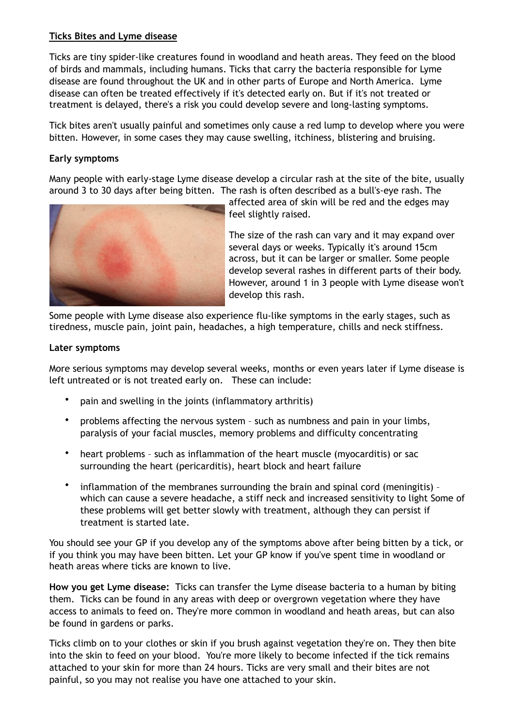## Ticks Bites and Lyme disease

Ticks are tiny spider-like creatures found in woodland and heath areas. They feed on the blood of birds and mammals, including humans. Ticks that carry the bacteria responsible for Lyme disease are found throughout the UK and in other parts of Europe and North America. Lyme disease can often be treated effectively if it's detected early on. But if it's not treated or treatment is delayed, there's a risk you could develop severe and long-lasting symptoms.

Tick bites aren't usually painful and sometimes only cause a red lump to develop where you were bitten. However, in some cases they may cause swelling, itchiness, blistering and bruising.

### Early symptoms

Many people with early-stage Lyme disease develop a circular rash at the site of the bite, usually around 3 to 30 days after being bitten. The rash is often described as a bull's-eye rash. The affected area of skin will be red and the edges may feel slightly raised.

The size of the rash can vary and it may expand over several days or weeks. Typically it's around 15cm across, but it can be larger or smaller. Some people develop several rashes in different parts of their body. However, around 1 in 3 people with Lyme disease won't develop this rash.

Some people with Lyme disease also experience flu-like symptoms in the early stages, such as tiredness, muscle pain, joint pain, headaches, a high temperature, chills and neck stiffness.

### Later symptoms

More serious symptoms may develop several weeks, months or even years later if Lyme disease is left untreated or is not treated early on. These can include:

- pain and swelling in the joints (inflammatory arthritis)
- problems affecting the nervous system – such as numbness and pain in your limbs, paralysis of your facial muscles, memory problems and difficulty concentrating
- heart problems – such as inflammation of the heart muscle (myocarditis) or sac surrounding the heart (pericarditis), heart block and heart failure
- inflammation of the membranes surrounding the brain and spinal cord (meningitis) – which can cause a severe headache, a stiff neck and increased sensitivity to light Some of these problems will get better slowly with treatment, although they can persist if treatment is started late.

You should see your GP if you develop any of the symptoms above after being bitten by a tick, or if you think you may have been bitten. Let your GP know if you've spent time in woodland or heath areas where ticks are known to live.

**How you get Lyme disease:** Ticks can transfer the Lyme disease bacteria to a human by biting them. Ticks can be found in any areas with deep or overgrown vegetation where they have access to animals to feed on. They're more common in woodland and heath areas, but can also be found in gardens or parks.

Ticks climb on to your clothes or skin if you brush against vegetation they're on. They then bite into the skin to feed on your blood. You're more likely to become infected if the tick remains attached to your skin for more than 24 hours. Ticks are very small and their bites are not painful, so you may not realise you have one attached to your skin.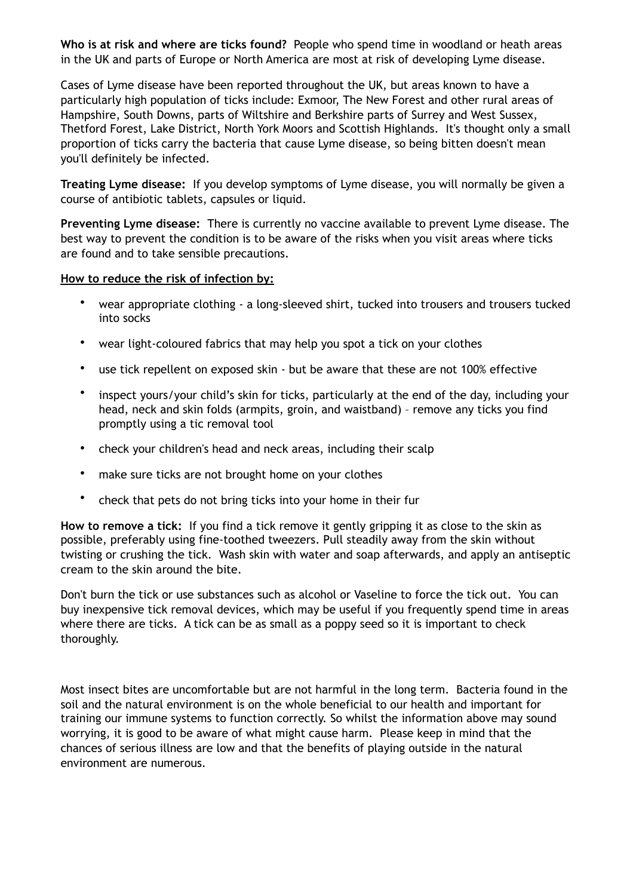**Who is at risk and where are ticks found?** People who spend time in woodland or heath areas in the UK and parts of Europe or North America are most at risk of developing Lyme disease.

Cases of Lyme disease have been reported throughout the UK, but areas known to have a particularly high population of ticks include: Exmoor, The New Forest and other rural areas of Hampshire, South Downs, parts of Wiltshire and Berkshire parts of Surrey and West Sussex, Thetford Forest, Lake District, North York Moors and Scottish Highlands. It's thought only a small proportion of ticks carry the bacteria that cause Lyme disease, so being bitten doesn't mean you'll definitely be infected.

**Treating Lyme disease:** If you develop symptoms of Lyme disease, you will normally be given a course of antibiotic tablets, capsules or liquid.

**Preventing Lyme disease:** There is currently no vaccine available to prevent Lyme disease. The best way to prevent the condition is to be aware of the risks when you visit areas where ticks are found and to take sensible precautions.

**<u>How to reduce the risk of infection by:</u>**

- wear appropriate clothing - a long-sleeved shirt, tucked into trousers and trousers tucked into socks
- wear light-coloured fabrics that may help you spot a tick on your clothes
- use tick repellent on exposed skin - but be aware that these are not 100% effective
- inspect yours/your child's skin for ticks, particularly at the end of the day, including your head, neck and skin folds (armpits, groin, and waistband) – remove any ticks you find promptly using a tic removal tool
- check your children's head and neck areas, including their scalp
- make sure ticks are not brought home on your clothes
- check that pets do not bring ticks into your home in their fur

**How to remove a tick:** If you find a tick remove it gently gripping it as close to the skin as possible, preferably using fine-toothed tweezers. Pull steadily away from the skin without twisting or crushing the tick. Wash skin with water and soap afterwards, and apply an antiseptic cream to the skin around the bite.

Don't burn the tick or use substances such as alcohol or Vaseline to force the tick out. You can buy inexpensive tick removal devices, which may be useful if you frequently spend time in areas where there are ticks. A tick can be as small as a poppy seed so it is important to check thoroughly.

Most insect bites are uncomfortable but are not harmful in the long term. Bacteria found in the soil and the natural environment is on the whole beneficial to our health and important for training our immune systems to function correctly. So whilst the information above may sound worrying, it is good to be aware of what might cause harm. Please keep in mind that the chances of serious illness are low and that the benefits of playing outside in the natural environment are numerous.